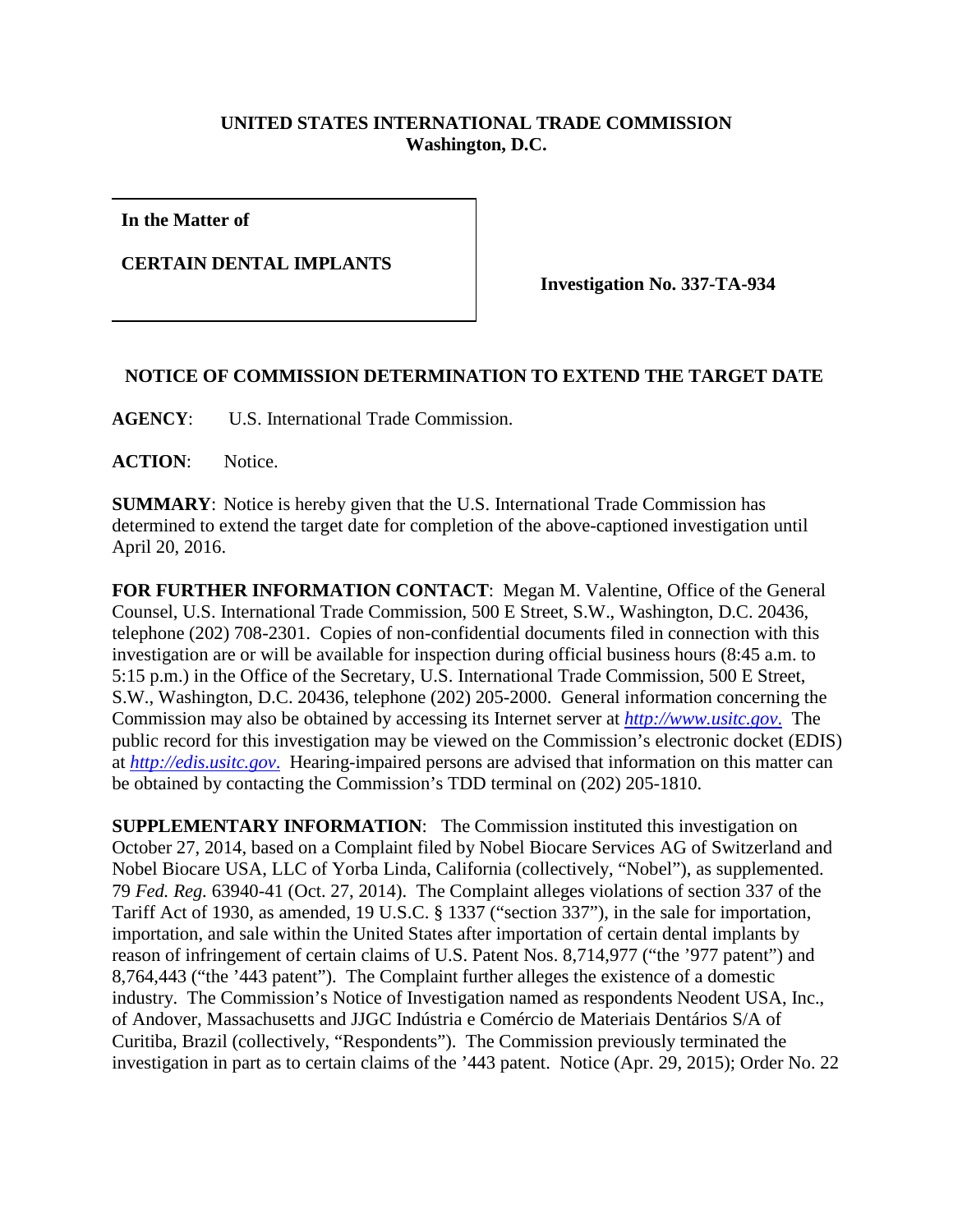**UNITED STATES INTERNATIONAL TRADE COMMISSION**
**Washington, D.C.**

| **In the Matter of**<br><br>**CERTAIN DENTAL IMPLANTS** | **Investigation No. 337-TA-934** |
|---|---|

**NOTICE OF COMMISSION DETERMINATION TO EXTEND THE TARGET DATE**

**AGENCY**: U.S. International Trade Commission.

**ACTION**: Notice.

**SUMMARY**: Notice is hereby given that the U.S. International Trade Commission has determined to extend the target date for completion of the above-captioned investigation until April 20, 2016.

**FOR FURTHER INFORMATION CONTACT**: Megan M. Valentine, Office of the General Counsel, U.S. International Trade Commission, 500 E Street, S.W., Washington, D.C. 20436, telephone (202) 708-2301. Copies of non-confidential documents filed in connection with this investigation are or will be available for inspection during official business hours (8:45 a.m. to 5:15 p.m.) in the Office of the Secretary, U.S. International Trade Commission, 500 E Street, S.W., Washington, D.C. 20436, telephone (202) 205-2000. General information concerning the Commission may also be obtained by accessing its Internet server at *http://www.usitc.gov*. The public record for this investigation may be viewed on the Commission's electronic docket (EDIS) at *http://edis.usitc.gov*. Hearing-impaired persons are advised that information on this matter can be obtained by contacting the Commission's TDD terminal on (202) 205-1810.

**SUPPLEMENTARY INFORMATION**: The Commission instituted this investigation on October 27, 2014, based on a Complaint filed by Nobel Biocare Services AG of Switzerland and Nobel Biocare USA, LLC of Yorba Linda, California (collectively, "Nobel"), as supplemented. 79 *Fed. Reg.* 63940-41 (Oct. 27, 2014). The Complaint alleges violations of section 337 of the Tariff Act of 1930, as amended, 19 U.S.C. § 1337 ("section 337"), in the sale for importation, importation, and sale within the United States after importation of certain dental implants by reason of infringement of certain claims of U.S. Patent Nos. 8,714,977 ("the '977 patent") and 8,764,443 ("the '443 patent"). The Complaint further alleges the existence of a domestic industry. The Commission's Notice of Investigation named as respondents Neodent USA, Inc., of Andover, Massachusetts and JJGC Indústria e Comércio de Materiais Dentários S/A of Curitiba, Brazil (collectively, "Respondents"). The Commission previously terminated the investigation in part as to certain claims of the '443 patent. Notice (Apr. 29, 2015); Order No. 22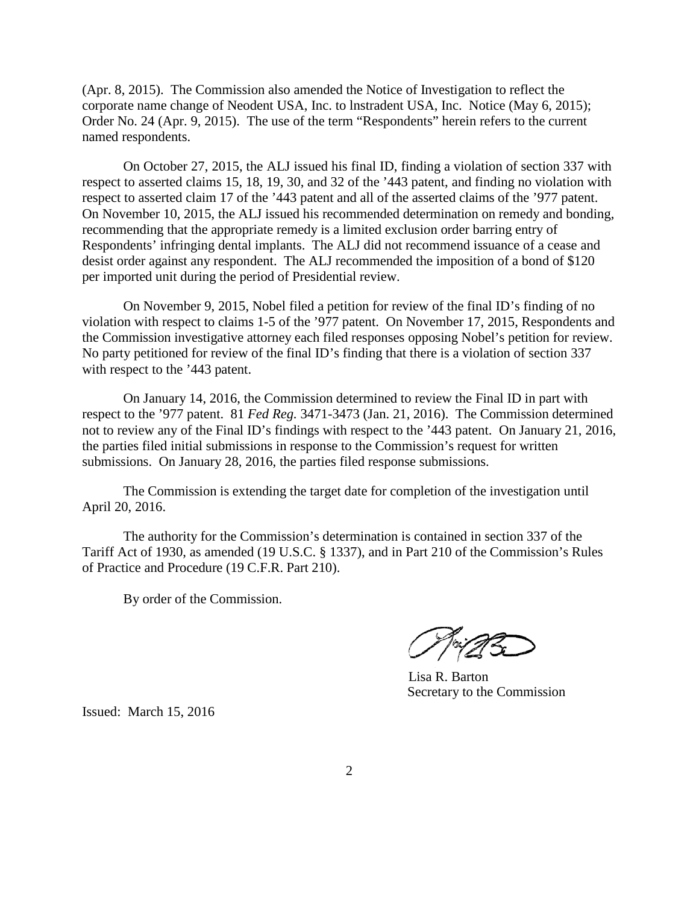(Apr. 8, 2015). The Commission also amended the Notice of Investigation to reflect the corporate name change of Neodent USA, Inc. to lnstradent USA, Inc. Notice (May 6, 2015); Order No. 24 (Apr. 9, 2015). The use of the term "Respondents" herein refers to the current named respondents.

On October 27, 2015, the ALJ issued his final ID, finding a violation of section 337 with respect to asserted claims 15, 18, 19, 30, and 32 of the '443 patent, and finding no violation with respect to asserted claim 17 of the '443 patent and all of the asserted claims of the '977 patent. On November 10, 2015, the ALJ issued his recommended determination on remedy and bonding, recommending that the appropriate remedy is a limited exclusion order barring entry of Respondents' infringing dental implants. The ALJ did not recommend issuance of a cease and desist order against any respondent. The ALJ recommended the imposition of a bond of $120 per imported unit during the period of Presidential review.

On November 9, 2015, Nobel filed a petition for review of the final ID's finding of no violation with respect to claims 1-5 of the '977 patent. On November 17, 2015, Respondents and the Commission investigative attorney each filed responses opposing Nobel's petition for review. No party petitioned for review of the final ID's finding that there is a violation of section 337 with respect to the '443 patent.

On January 14, 2016, the Commission determined to review the Final ID in part with respect to the '977 patent. 81 *Fed Reg.* 3471-3473 (Jan. 21, 2016). The Commission determined not to review any of the Final ID's findings with respect to the '443 patent. On January 21, 2016, the parties filed initial submissions in response to the Commission's request for written submissions. On January 28, 2016, the parties filed response submissions.

The Commission is extending the target date for completion of the investigation until April 20, 2016.

The authority for the Commission's determination is contained in section 337 of the Tariff Act of 1930, as amended (19 U.S.C. § 1337), and in Part 210 of the Commission's Rules of Practice and Procedure (19 C.F.R. Part 210).

By order of the Commission.

Lisa R. Barton
Secretary to the Commission

Issued: March 15, 2016